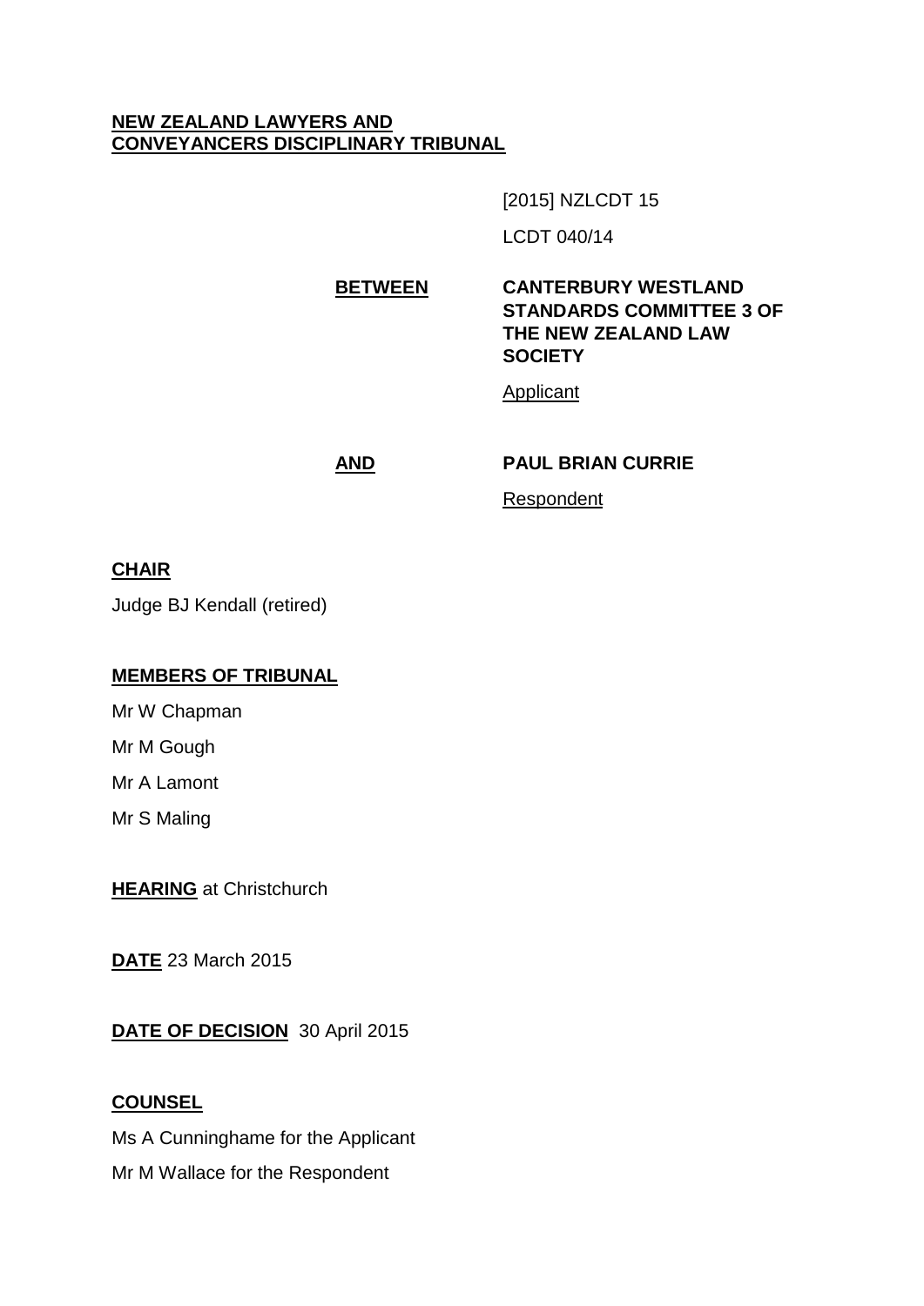**NEW ZEALAND LAWYERS AND CONVEYANCERS DISCIPLINARY TRIBUNAL**

[2015] NZLCDT 15

LCDT 040/14

**BETWEEN** **CANTERBURY WESTLAND STANDARDS COMMITTEE 3 OF THE NEW ZEALAND LAW SOCIETY**

Applicant

**AND** **PAUL BRIAN CURRIE**

Respondent

**CHAIR**

Judge BJ Kendall (retired)

**MEMBERS OF TRIBUNAL**

Mr W Chapman

Mr M Gough

Mr A Lamont

Mr S Maling

**HEARING** at Christchurch

**DATE** 23 March 2015

**DATE OF DECISION** 30 April 2015

**COUNSEL**

Ms A Cunninghame for the Applicant

Mr M Wallace for the Respondent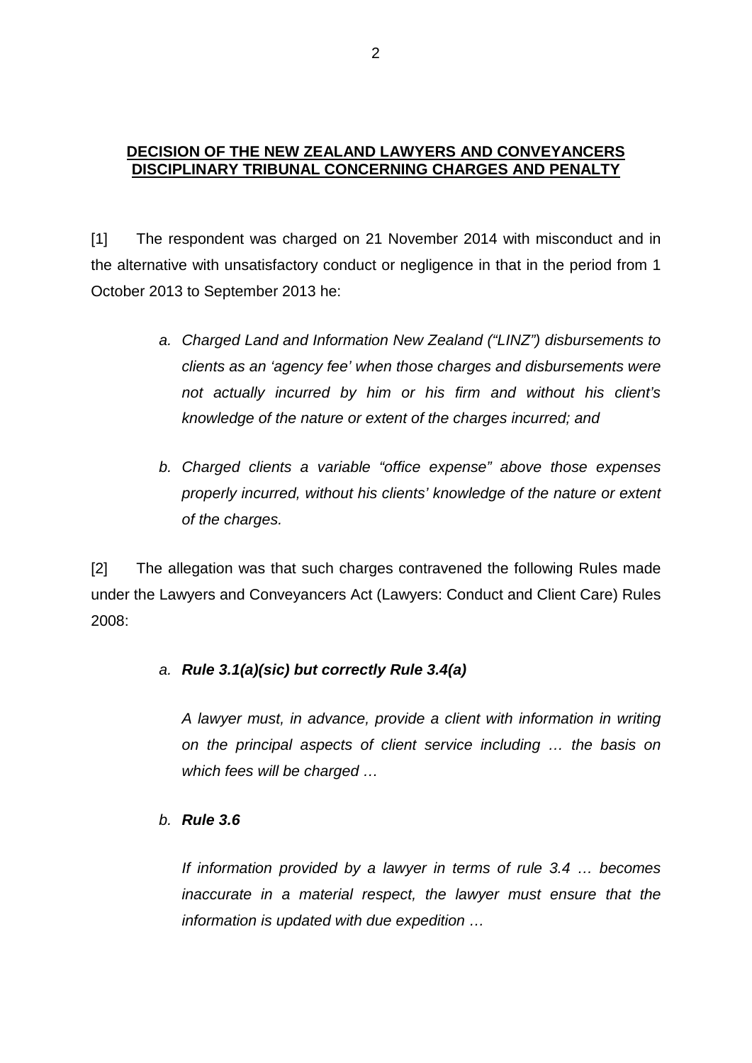**DECISION OF THE NEW ZEALAND LAWYERS AND CONVEYANCERS DISCIPLINARY TRIBUNAL CONCERNING CHARGES AND PENALTY**

[1] The respondent was charged on 21 November 2014 with misconduct and in the alternative with unsatisfactory conduct or negligence in that in the period from 1 October 2013 to September 2013 he:

> a. *Charged Land and Information New Zealand ("LINZ") disbursements to clients as an 'agency fee' when those charges and disbursements were not actually incurred by him or his firm and without his client's knowledge of the nature or extent of the charges incurred; and*
>
> b. *Charged clients a variable "office expense" above those expenses properly incurred, without his clients' knowledge of the nature or extent of the charges.*

[2] The allegation was that such charges contravened the following Rules made under the Lawyers and Conveyancers Act (Lawyers: Conduct and Client Care) Rules 2008:

> a. ***Rule 3.1(a)(sic) but correctly Rule 3.4(a)***
>
> *A lawyer must, in advance, provide a client with information in writing on the principal aspects of client service including … the basis on which fees will be charged …*
>
> b. ***Rule 3.6***
>
> *If information provided by a lawyer in terms of rule 3.4 … becomes inaccurate in a material respect, the lawyer must ensure that the information is updated with due expedition …*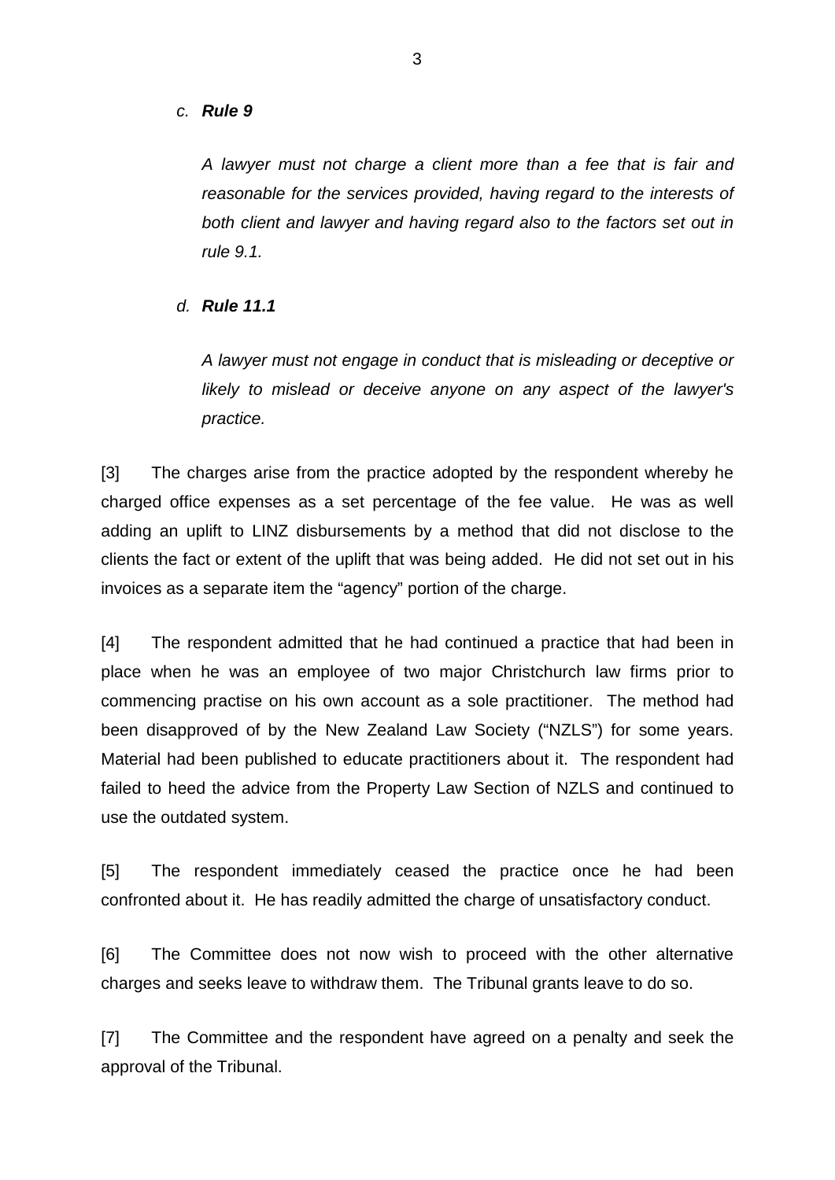*c.* ***Rule 9***

*A lawyer must not charge a client more than a fee that is fair and reasonable for the services provided, having regard to the interests of both client and lawyer and having regard also to the factors set out in rule 9.1.*

*d.* ***Rule 11.1***

*A lawyer must not engage in conduct that is misleading or deceptive or likely to mislead or deceive anyone on any aspect of the lawyer's practice.*

[3] The charges arise from the practice adopted by the respondent whereby he charged office expenses as a set percentage of the fee value. He was as well adding an uplift to LINZ disbursements by a method that did not disclose to the clients the fact or extent of the uplift that was being added. He did not set out in his invoices as a separate item the "agency" portion of the charge.

[4] The respondent admitted that he had continued a practice that had been in place when he was an employee of two major Christchurch law firms prior to commencing practise on his own account as a sole practitioner. The method had been disapproved of by the New Zealand Law Society ("NZLS") for some years. Material had been published to educate practitioners about it. The respondent had failed to heed the advice from the Property Law Section of NZLS and continued to use the outdated system.

[5] The respondent immediately ceased the practice once he had been confronted about it. He has readily admitted the charge of unsatisfactory conduct.

[6] The Committee does not now wish to proceed with the other alternative charges and seeks leave to withdraw them. The Tribunal grants leave to do so.

[7] The Committee and the respondent have agreed on a penalty and seek the approval of the Tribunal.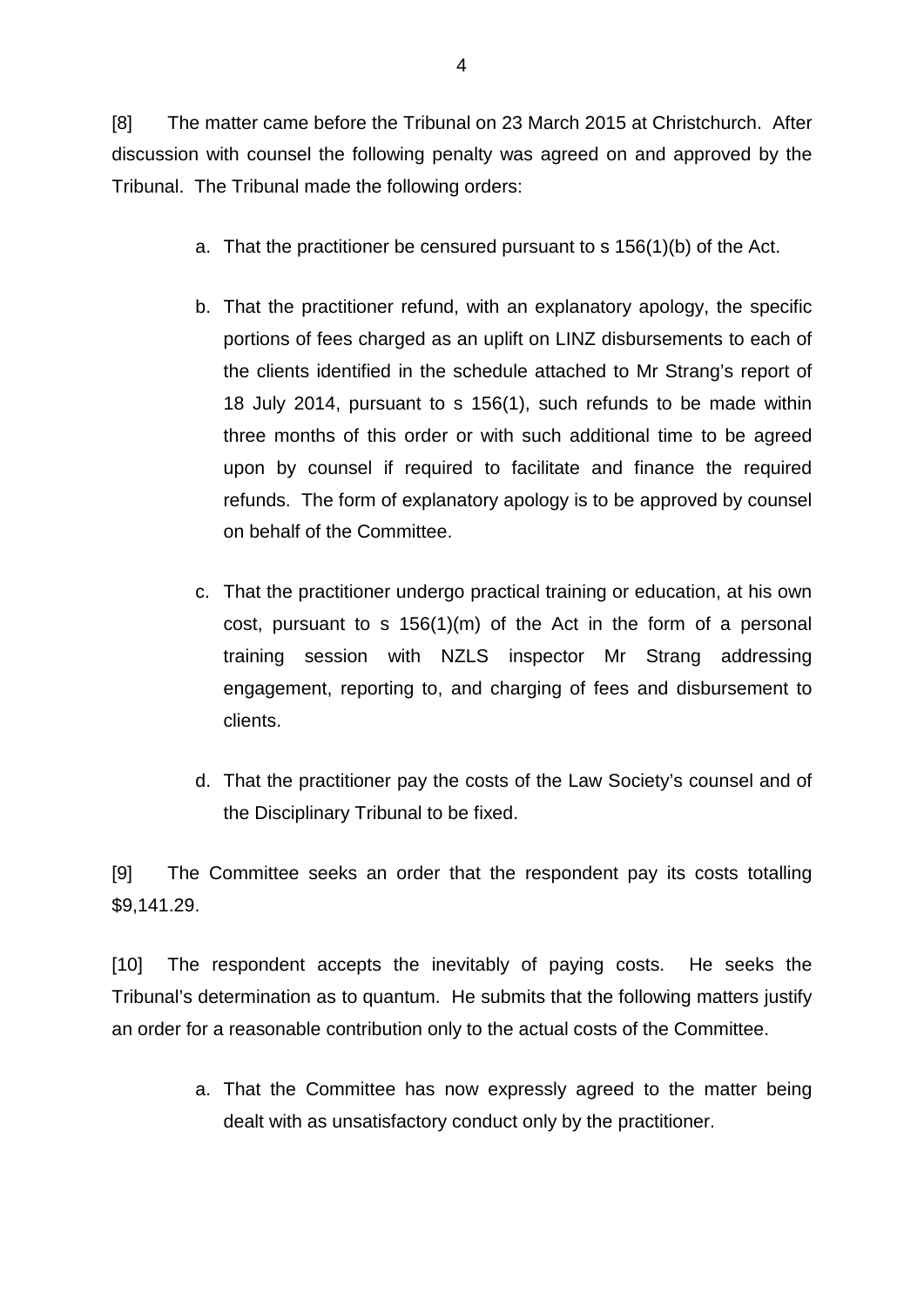[8] The matter came before the Tribunal on 23 March 2015 at Christchurch. After discussion with counsel the following penalty was agreed on and approved by the Tribunal. The Tribunal made the following orders:

a. That the practitioner be censured pursuant to s 156(1)(b) of the Act.

b. That the practitioner refund, with an explanatory apology, the specific portions of fees charged as an uplift on LINZ disbursements to each of the clients identified in the schedule attached to Mr Strang's report of 18 July 2014, pursuant to s 156(1), such refunds to be made within three months of this order or with such additional time to be agreed upon by counsel if required to facilitate and finance the required refunds. The form of explanatory apology is to be approved by counsel on behalf of the Committee.

c. That the practitioner undergo practical training or education, at his own cost, pursuant to s 156(1)(m) of the Act in the form of a personal training session with NZLS inspector Mr Strang addressing engagement, reporting to, and charging of fees and disbursement to clients.

d. That the practitioner pay the costs of the Law Society's counsel and of the Disciplinary Tribunal to be fixed.

[9] The Committee seeks an order that the respondent pay its costs totalling $9,141.29.

[10] The respondent accepts the inevitably of paying costs. He seeks the Tribunal's determination as to quantum. He submits that the following matters justify an order for a reasonable contribution only to the actual costs of the Committee.

a. That the Committee has now expressly agreed to the matter being dealt with as unsatisfactory conduct only by the practitioner.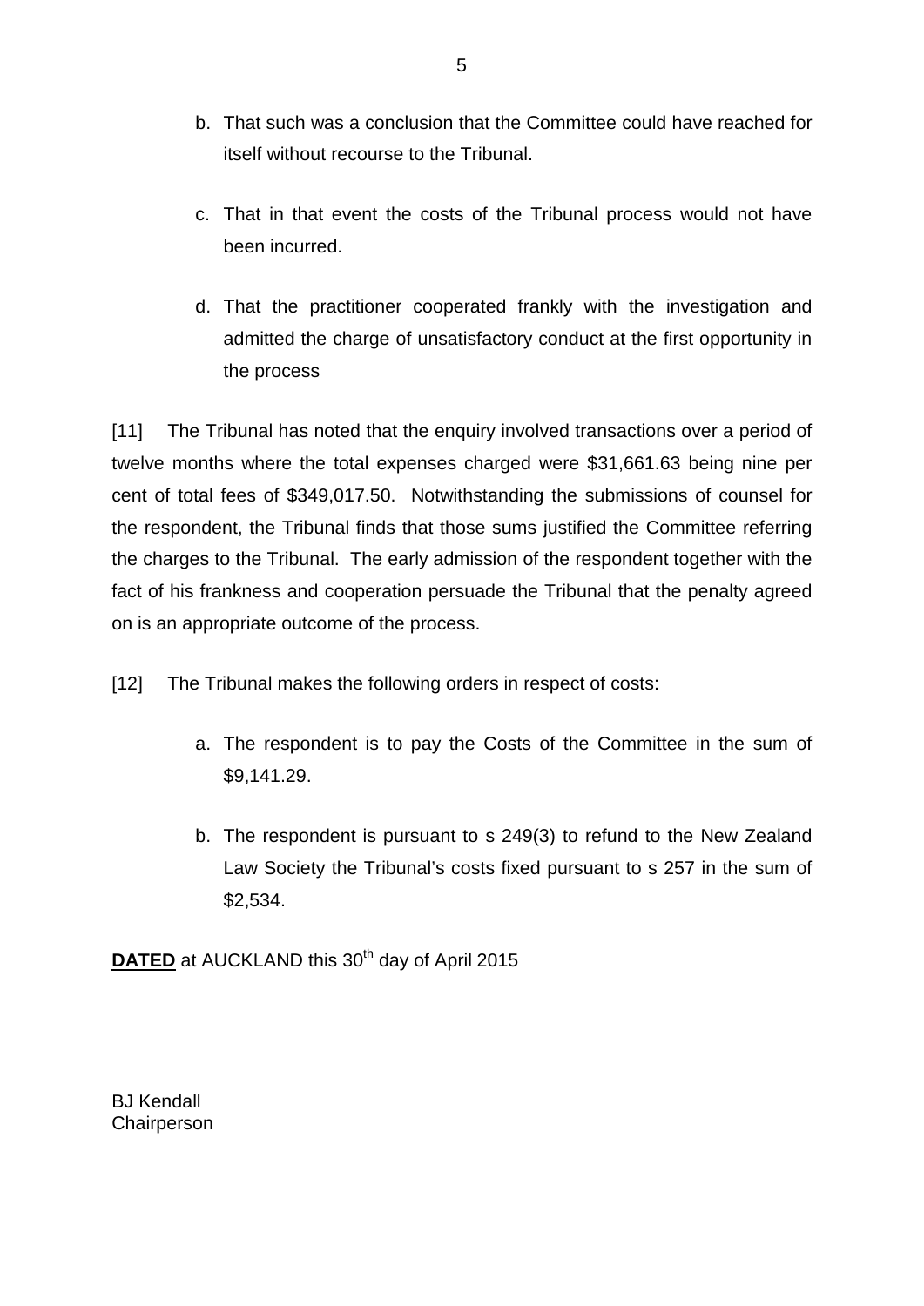b. That such was a conclusion that the Committee could have reached for itself without recourse to the Tribunal.

c. That in that event the costs of the Tribunal process would not have been incurred.

d. That the practitioner cooperated frankly with the investigation and admitted the charge of unsatisfactory conduct at the first opportunity in the process

[11] The Tribunal has noted that the enquiry involved transactions over a period of twelve months where the total expenses charged were $31,661.63 being nine per cent of total fees of $349,017.50. Notwithstanding the submissions of counsel for the respondent, the Tribunal finds that those sums justified the Committee referring the charges to the Tribunal. The early admission of the respondent together with the fact of his frankness and cooperation persuade the Tribunal that the penalty agreed on is an appropriate outcome of the process.

[12] The Tribunal makes the following orders in respect of costs:

a. The respondent is to pay the Costs of the Committee in the sum of $9,141.29.

b. The respondent is pursuant to s 249(3) to refund to the New Zealand Law Society the Tribunal's costs fixed pursuant to s 257 in the sum of $2,534.

**DATED** at AUCKLAND this 30th day of April 2015

BJ Kendall
Chairperson